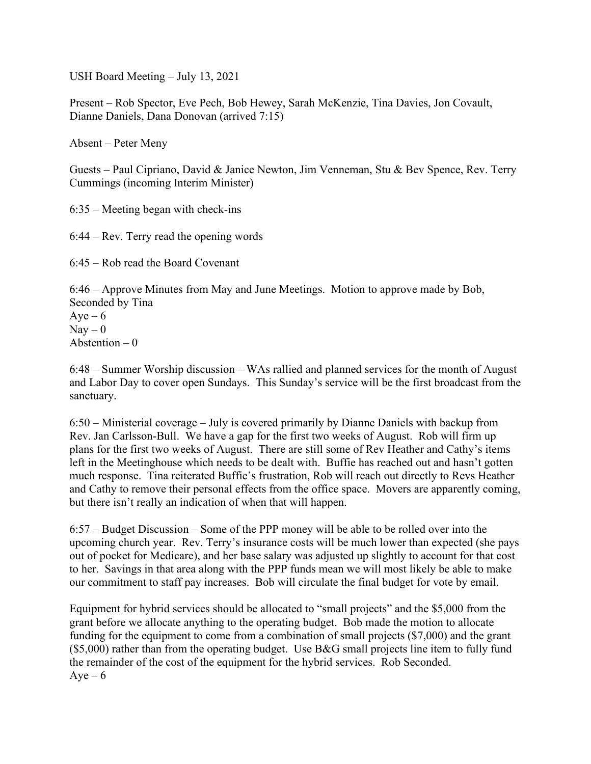USH Board Meeting – July 13, 2021

Present – Rob Spector, Eve Pech, Bob Hewey, Sarah McKenzie, Tina Davies, Jon Covault, Dianne Daniels, Dana Donovan (arrived 7:15)

Absent – Peter Meny

Guests – Paul Cipriano, David & Janice Newton, Jim Venneman, Stu & Bev Spence, Rev. Terry Cummings (incoming Interim Minister)

6:35 – Meeting began with check-ins

6:44 – Rev. Terry read the opening words

6:45 – Rob read the Board Covenant

6:46 – Approve Minutes from May and June Meetings. Motion to approve made by Bob, Seconded by Tina
Aye – 6
Nay – 0
Abstention – 0

6:48 – Summer Worship discussion – WAs rallied and planned services for the month of August and Labor Day to cover open Sundays. This Sunday's service will be the first broadcast from the sanctuary.

6:50 – Ministerial coverage – July is covered primarily by Dianne Daniels with backup from Rev. Jan Carlsson-Bull. We have a gap for the first two weeks of August. Rob will firm up plans for the first two weeks of August. There are still some of Rev Heather and Cathy's items left in the Meetinghouse which needs to be dealt with. Buffie has reached out and hasn't gotten much response. Tina reiterated Buffie's frustration, Rob will reach out directly to Revs Heather and Cathy to remove their personal effects from the office space. Movers are apparently coming, but there isn't really an indication of when that will happen.

6:57 – Budget Discussion – Some of the PPP money will be able to be rolled over into the upcoming church year. Rev. Terry's insurance costs will be much lower than expected (she pays out of pocket for Medicare), and her base salary was adjusted up slightly to account for that cost to her. Savings in that area along with the PPP funds mean we will most likely be able to make our commitment to staff pay increases. Bob will circulate the final budget for vote by email.

Equipment for hybrid services should be allocated to "small projects" and the $5,000 from the grant before we allocate anything to the operating budget. Bob made the motion to allocate funding for the equipment to come from a combination of small projects ($7,000) and the grant ($5,000) rather than from the operating budget. Use B&G small projects line item to fully fund the remainder of the cost of the equipment for the hybrid services. Rob Seconded.
Aye – 6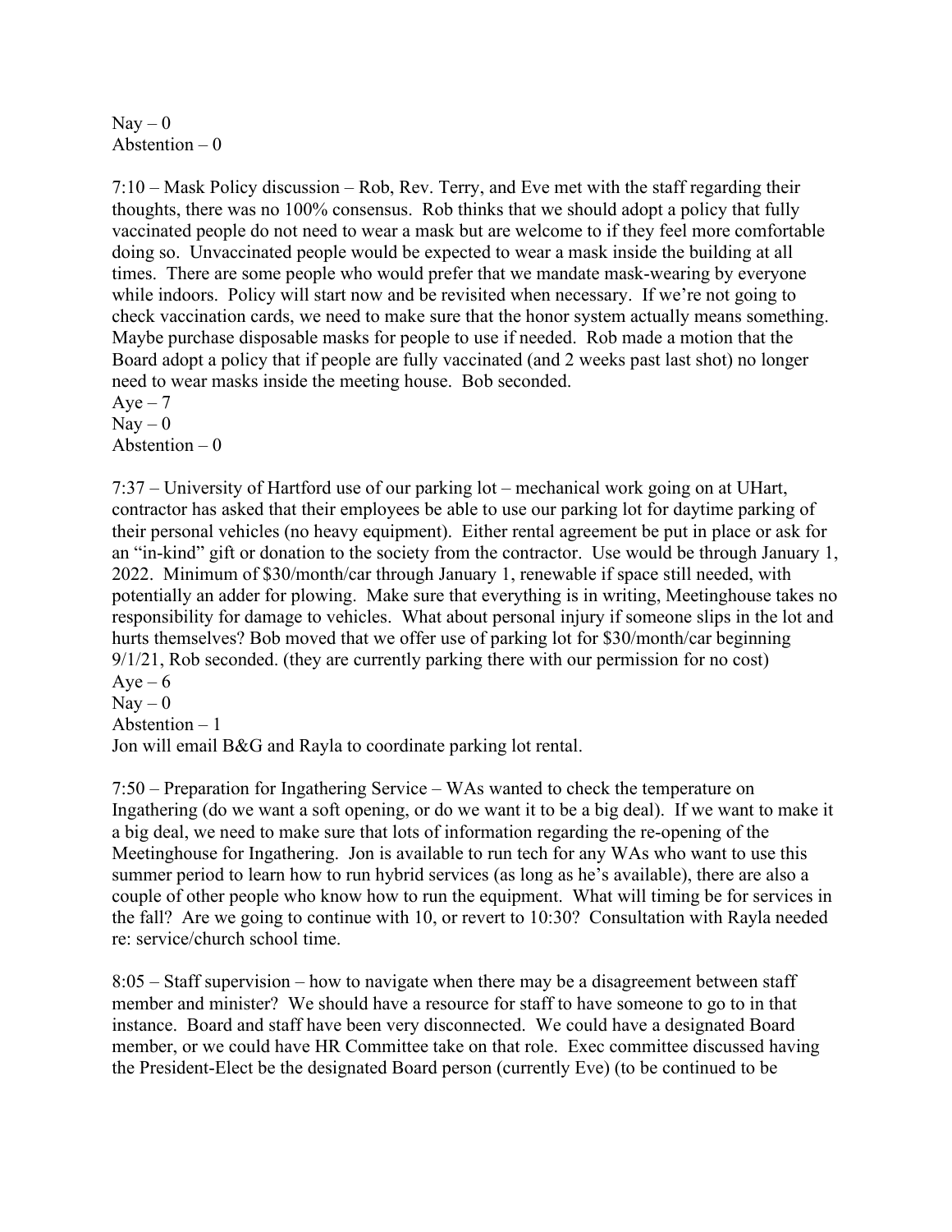Nay – 0
Abstention – 0

7:10 – Mask Policy discussion – Rob, Rev. Terry, and Eve met with the staff regarding their thoughts, there was no 100% consensus. Rob thinks that we should adopt a policy that fully vaccinated people do not need to wear a mask but are welcome to if they feel more comfortable doing so. Unvaccinated people would be expected to wear a mask inside the building at all times. There are some people who would prefer that we mandate mask-wearing by everyone while indoors. Policy will start now and be revisited when necessary. If we're not going to check vaccination cards, we need to make sure that the honor system actually means something. Maybe purchase disposable masks for people to use if needed. Rob made a motion that the Board adopt a policy that if people are fully vaccinated (and 2 weeks past last shot) no longer need to wear masks inside the meeting house. Bob seconded.
Aye – 7
Nay – 0
Abstention – 0

7:37 – University of Hartford use of our parking lot – mechanical work going on at UHart, contractor has asked that their employees be able to use our parking lot for daytime parking of their personal vehicles (no heavy equipment). Either rental agreement be put in place or ask for an "in-kind" gift or donation to the society from the contractor. Use would be through January 1, 2022. Minimum of $30/month/car through January 1, renewable if space still needed, with potentially an adder for plowing. Make sure that everything is in writing, Meetinghouse takes no responsibility for damage to vehicles. What about personal injury if someone slips in the lot and hurts themselves? Bob moved that we offer use of parking lot for $30/month/car beginning 9/1/21, Rob seconded. (they are currently parking there with our permission for no cost)
Aye – 6
Nay – 0
Abstention – 1
Jon will email B&G and Rayla to coordinate parking lot rental.

7:50 – Preparation for Ingathering Service – WAs wanted to check the temperature on Ingathering (do we want a soft opening, or do we want it to be a big deal). If we want to make it a big deal, we need to make sure that lots of information regarding the re-opening of the Meetinghouse for Ingathering. Jon is available to run tech for any WAs who want to use this summer period to learn how to run hybrid services (as long as he's available), there are also a couple of other people who know how to run the equipment. What will timing be for services in the fall? Are we going to continue with 10, or revert to 10:30? Consultation with Rayla needed re: service/church school time.

8:05 – Staff supervision – how to navigate when there may be a disagreement between staff member and minister? We should have a resource for staff to have someone to go to in that instance. Board and staff have been very disconnected. We could have a designated Board member, or we could have HR Committee take on that role. Exec committee discussed having the President-Elect be the designated Board person (currently Eve) (to be continued to be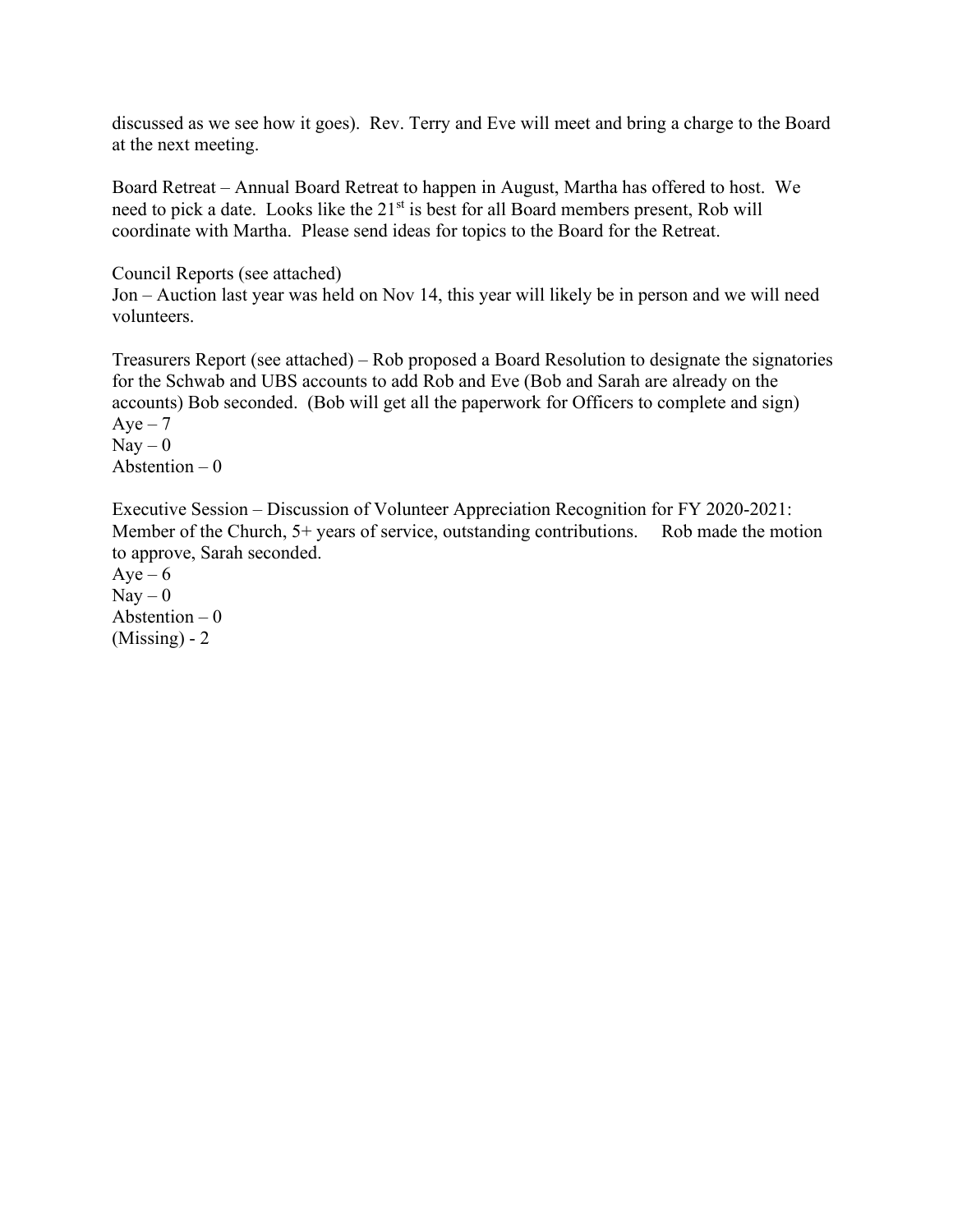discussed as we see how it goes). Rev. Terry and Eve will meet and bring a charge to the Board at the next meeting.

Board Retreat – Annual Board Retreat to happen in August, Martha has offered to host. We need to pick a date. Looks like the 21st is best for all Board members present, Rob will coordinate with Martha. Please send ideas for topics to the Board for the Retreat.

Council Reports (see attached)
Jon – Auction last year was held on Nov 14, this year will likely be in person and we will need volunteers.

Treasurers Report (see attached) – Rob proposed a Board Resolution to designate the signatories for the Schwab and UBS accounts to add Rob and Eve (Bob and Sarah are already on the accounts) Bob seconded. (Bob will get all the paperwork for Officers to complete and sign)
Aye – 7
Nay – 0
Abstention – 0

Executive Session – Discussion of Volunteer Appreciation Recognition for FY 2020-2021: Member of the Church, 5+ years of service, outstanding contributions. Rob made the motion to approve, Sarah seconded.
Aye – 6
Nay – 0
Abstention – 0
(Missing) - 2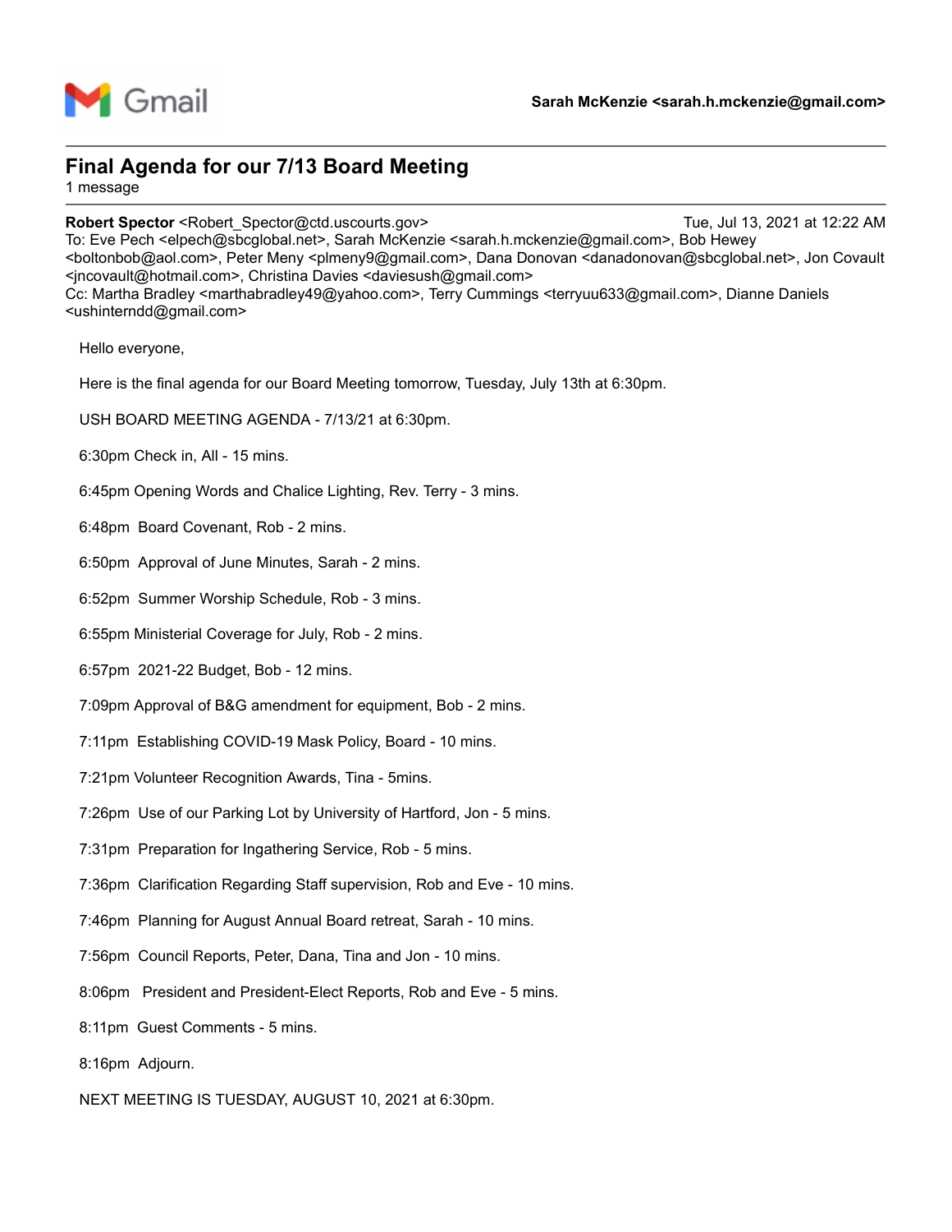Gmail

**Sarah McKenzie <sarah.h.mckenzie@gmail.com>**

---

## Final Agenda for our 7/13 Board Meeting

1 message

---

**Robert Spector** <Robert_Spector@ctd.uscourts.gov> Tue, Jul 13, 2021 at 12:22 AM
To: Eve Pech <elpech@sbcglobal.net>, Sarah McKenzie <sarah.h.mckenzie@gmail.com>, Bob Hewey <boltonbob@aol.com>, Peter Meny <plmeny9@gmail.com>, Dana Donovan <danadonovan@sbcglobal.net>, Jon Covault <jncovault@hotmail.com>, Christina Davies <daviesush@gmail.com>
Cc: Martha Bradley <marthabradley49@yahoo.com>, Terry Cummings <terryuu633@gmail.com>, Dianne Daniels <ushinterndd@gmail.com>

Hello everyone,

Here is the final agenda for our Board Meeting tomorrow, Tuesday, July 13th at 6:30pm.

USH BOARD MEETING AGENDA - 7/13/21 at 6:30pm.

6:30pm Check in, All - 15 mins.

6:45pm Opening Words and Chalice Lighting, Rev. Terry - 3 mins.

6:48pm Board Covenant, Rob - 2 mins.

6:50pm Approval of June Minutes, Sarah - 2 mins.

6:52pm Summer Worship Schedule, Rob - 3 mins.

6:55pm Ministerial Coverage for July, Rob - 2 mins.

6:57pm 2021-22 Budget, Bob - 12 mins.

7:09pm Approval of B&G amendment for equipment, Bob - 2 mins.

7:11pm Establishing COVID-19 Mask Policy, Board - 10 mins.

7:21pm Volunteer Recognition Awards, Tina - 5mins.

7:26pm Use of our Parking Lot by University of Hartford, Jon - 5 mins.

7:31pm Preparation for Ingathering Service, Rob - 5 mins.

7:36pm Clarification Regarding Staff supervision, Rob and Eve - 10 mins.

7:46pm Planning for August Annual Board retreat, Sarah - 10 mins.

7:56pm Council Reports, Peter, Dana, Tina and Jon - 10 mins.

8:06pm President and President-Elect Reports, Rob and Eve - 5 mins.

8:11pm Guest Comments - 5 mins.

8:16pm Adjourn.

NEXT MEETING IS TUESDAY, AUGUST 10, 2021 at 6:30pm.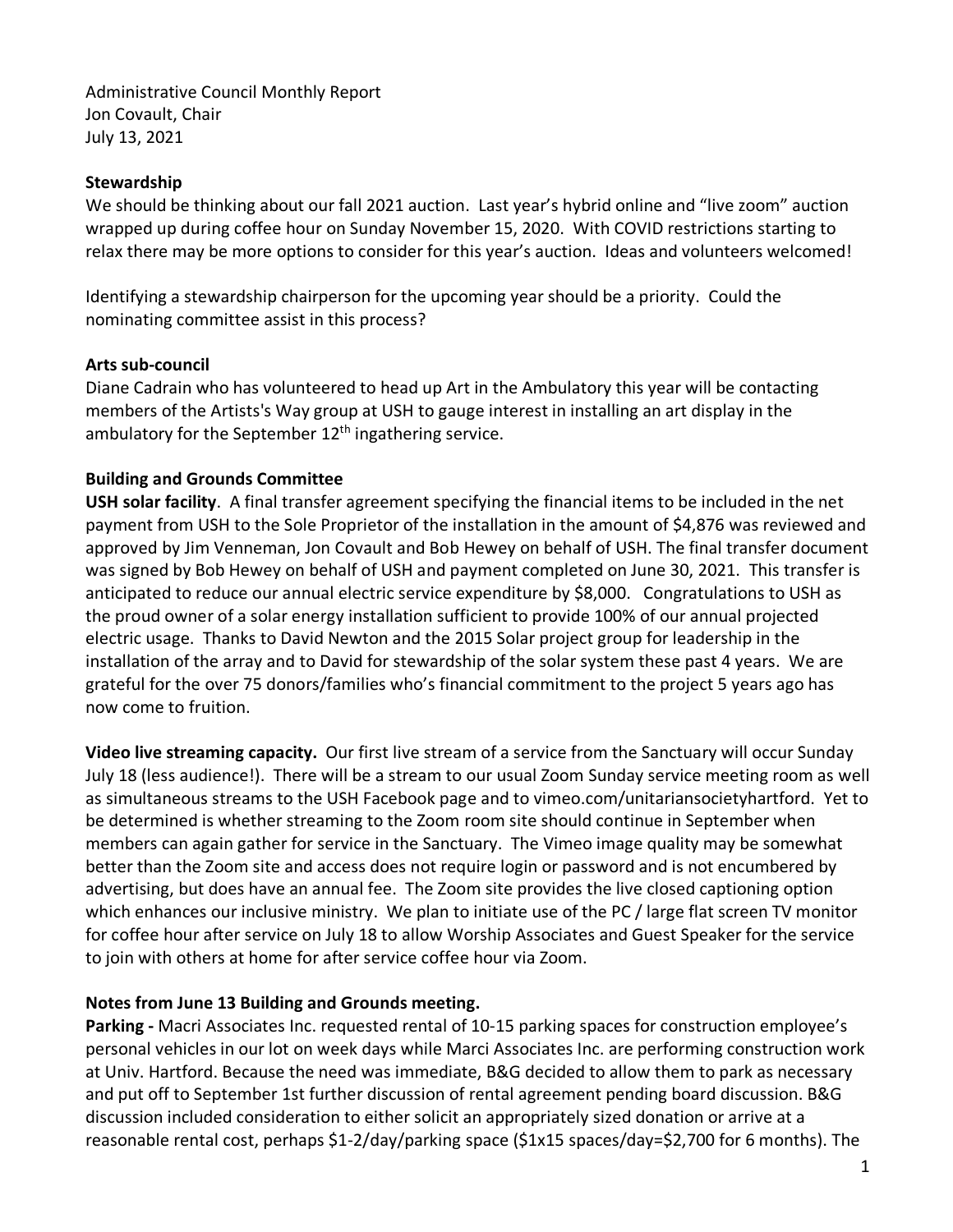Administrative Council Monthly Report
Jon Covault, Chair
July 13, 2021

**Stewardship**

We should be thinking about our fall 2021 auction. Last year's hybrid online and "live zoom" auction wrapped up during coffee hour on Sunday November 15, 2020. With COVID restrictions starting to relax there may be more options to consider for this year's auction. Ideas and volunteers welcomed!

Identifying a stewardship chairperson for the upcoming year should be a priority. Could the nominating committee assist in this process?

**Arts sub-council**

Diane Cadrain who has volunteered to head up Art in the Ambulatory this year will be contacting members of the Artists's Way group at USH to gauge interest in installing an art display in the ambulatory for the September 12th ingathering service.

**Building and Grounds Committee**

**USH solar facility**. A final transfer agreement specifying the financial items to be included in the net payment from USH to the Sole Proprietor of the installation in the amount of $4,876 was reviewed and approved by Jim Venneman, Jon Covault and Bob Hewey on behalf of USH. The final transfer document was signed by Bob Hewey on behalf of USH and payment completed on June 30, 2021. This transfer is anticipated to reduce our annual electric service expenditure by $8,000. Congratulations to USH as the proud owner of a solar energy installation sufficient to provide 100% of our annual projected electric usage. Thanks to David Newton and the 2015 Solar project group for leadership in the installation of the array and to David for stewardship of the solar system these past 4 years. We are grateful for the over 75 donors/families who's financial commitment to the project 5 years ago has now come to fruition.

**Video live streaming capacity.** Our first live stream of a service from the Sanctuary will occur Sunday July 18 (less audience!). There will be a stream to our usual Zoom Sunday service meeting room as well as simultaneous streams to the USH Facebook page and to vimeo.com/unitariansocietyhartford. Yet to be determined is whether streaming to the Zoom room site should continue in September when members can again gather for service in the Sanctuary. The Vimeo image quality may be somewhat better than the Zoom site and access does not require login or password and is not encumbered by advertising, but does have an annual fee. The Zoom site provides the live closed captioning option which enhances our inclusive ministry. We plan to initiate use of the PC / large flat screen TV monitor for coffee hour after service on July 18 to allow Worship Associates and Guest Speaker for the service to join with others at home for after service coffee hour via Zoom.

**Notes from June 13 Building and Grounds meeting.**

**Parking -** Macri Associates Inc. requested rental of 10-15 parking spaces for construction employee's personal vehicles in our lot on week days while Marci Associates Inc. are performing construction work at Univ. Hartford. Because the need was immediate, B&G decided to allow them to park as necessary and put off to September 1st further discussion of rental agreement pending board discussion. B&G discussion included consideration to either solicit an appropriately sized donation or arrive at a reasonable rental cost, perhaps $1-2/day/parking space ($1x15 spaces/day=$2,700 for 6 months). The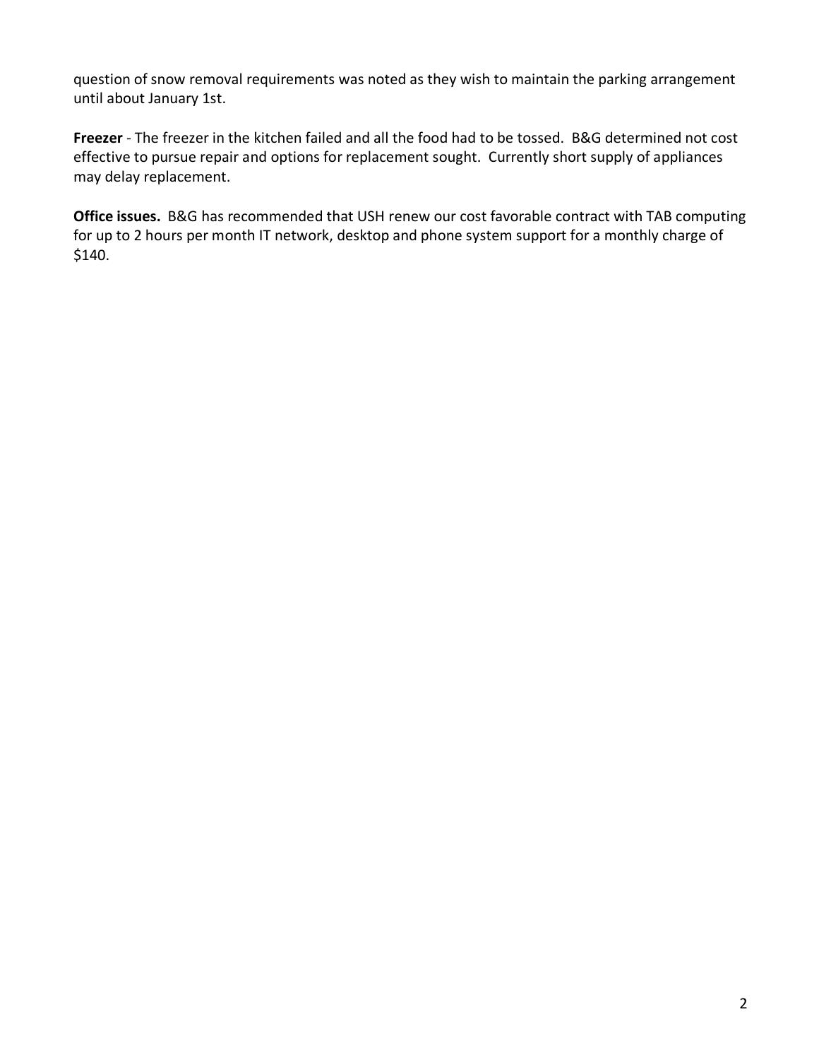question of snow removal requirements was noted as they wish to maintain the parking arrangement until about January 1st.

**Freezer** - The freezer in the kitchen failed and all the food had to be tossed. B&G determined not cost effective to pursue repair and options for replacement sought. Currently short supply of appliances may delay replacement.

**Office issues.** B&G has recommended that USH renew our cost favorable contract with TAB computing for up to 2 hours per month IT network, desktop and phone system support for a monthly charge of $140.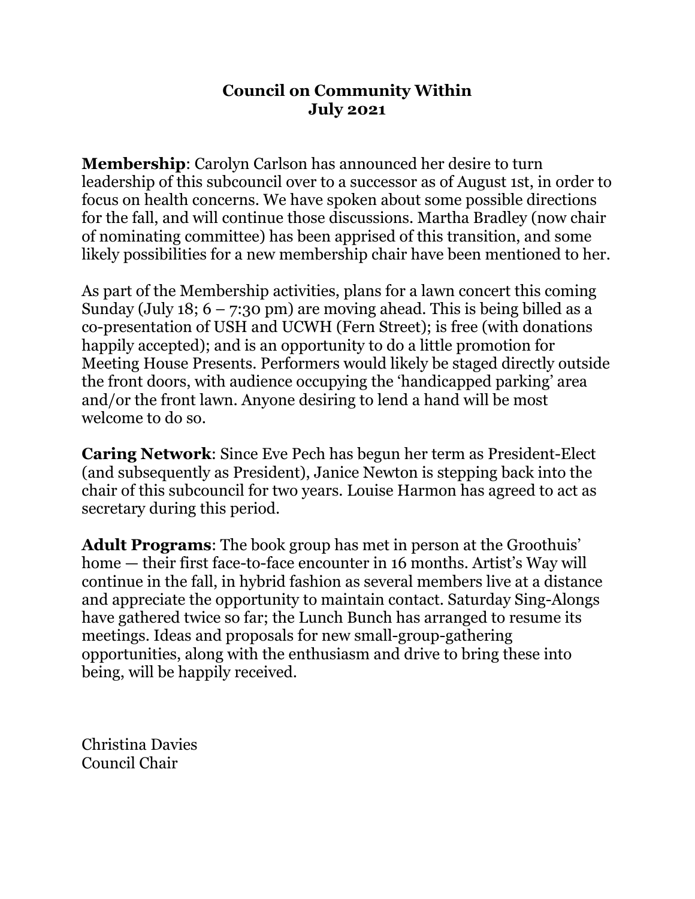# Council on Community Within
## July 2021

**Membership**: Carolyn Carlson has announced her desire to turn leadership of this subcouncil over to a successor as of August 1st, in order to focus on health concerns. We have spoken about some possible directions for the fall, and will continue those discussions. Martha Bradley (now chair of nominating committee) has been apprised of this transition, and some likely possibilities for a new membership chair have been mentioned to her.

As part of the Membership activities, plans for a lawn concert this coming Sunday (July 18; 6 – 7:30 pm) are moving ahead. This is being billed as a co-presentation of USH and UCWH (Fern Street); is free (with donations happily accepted); and is an opportunity to do a little promotion for Meeting House Presents. Performers would likely be staged directly outside the front doors, with audience occupying the 'handicapped parking' area and/or the front lawn. Anyone desiring to lend a hand will be most welcome to do so.

**Caring Network**: Since Eve Pech has begun her term as President-Elect (and subsequently as President), Janice Newton is stepping back into the chair of this subcouncil for two years. Louise Harmon has agreed to act as secretary during this period.

**Adult Programs**: The book group has met in person at the Groothuis' home — their first face-to-face encounter in 16 months. Artist's Way will continue in the fall, in hybrid fashion as several members live at a distance and appreciate the opportunity to maintain contact. Saturday Sing-Alongs have gathered twice so far; the Lunch Bunch has arranged to resume its meetings. Ideas and proposals for new small-group-gathering opportunities, along with the enthusiasm and drive to bring these into being, will be happily received.

Christina Davies
Council Chair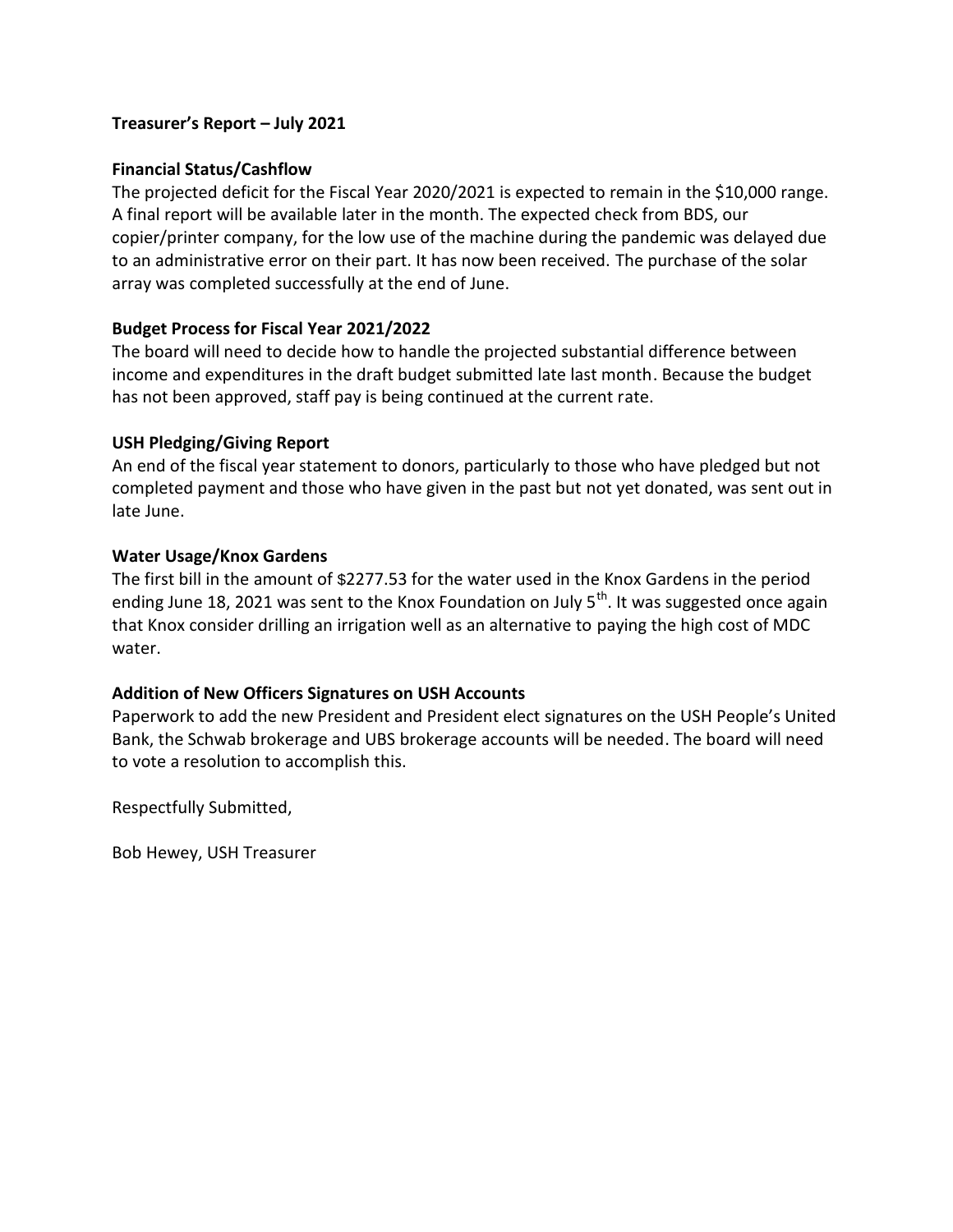**Treasurer's Report – July 2021**

**Financial Status/Cashflow**

The projected deficit for the Fiscal Year 2020/2021 is expected to remain in the $10,000 range. A final report will be available later in the month. The expected check from BDS, our copier/printer company, for the low use of the machine during the pandemic was delayed due to an administrative error on their part. It has now been received. The purchase of the solar array was completed successfully at the end of June.

**Budget Process for Fiscal Year 2021/2022**

The board will need to decide how to handle the projected substantial difference between income and expenditures in the draft budget submitted late last month. Because the budget has not been approved, staff pay is being continued at the current rate.

**USH Pledging/Giving Report**

An end of the fiscal year statement to donors, particularly to those who have pledged but not completed payment and those who have given in the past but not yet donated, was sent out in late June.

**Water Usage/Knox Gardens**

The first bill in the amount of $2277.53 for the water used in the Knox Gardens in the period ending June 18, 2021 was sent to the Knox Foundation on July 5th. It was suggested once again that Knox consider drilling an irrigation well as an alternative to paying the high cost of MDC water.

**Addition of New Officers Signatures on USH Accounts**

Paperwork to add the new President and President elect signatures on the USH People's United Bank, the Schwab brokerage and UBS brokerage accounts will be needed. The board will need to vote a resolution to accomplish this.

Respectfully Submitted,

Bob Hewey, USH Treasurer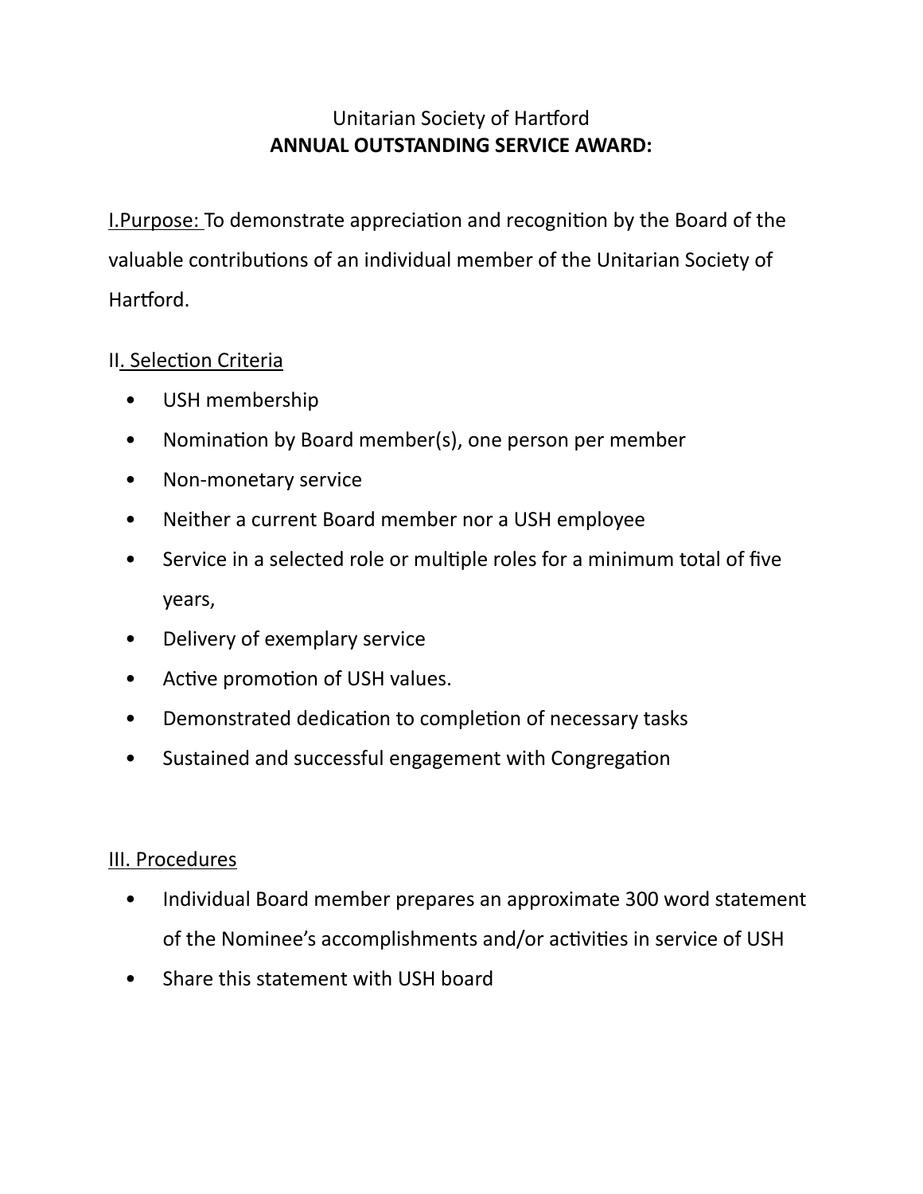Unitarian Society of Hartford

**ANNUAL OUTSTANDING SERVICE AWARD:**

I.Purpose: To demonstrate appreciation and recognition by the Board of the valuable contributions of an individual member of the Unitarian Society of Hartford.

II. Selection Criteria

- USH membership
- Nomination by Board member(s), one person per member
- Non-monetary service
- Neither a current Board member nor a USH employee
- Service in a selected role or multiple roles for a minimum total of five years,
- Delivery of exemplary service
- Active promotion of USH values.
- Demonstrated dedication to completion of necessary tasks
- Sustained and successful engagement with Congregation

III. Procedures

- Individual Board member prepares an approximate 300 word statement of the Nominee's accomplishments and/or activities in service of USH
- Share this statement with USH board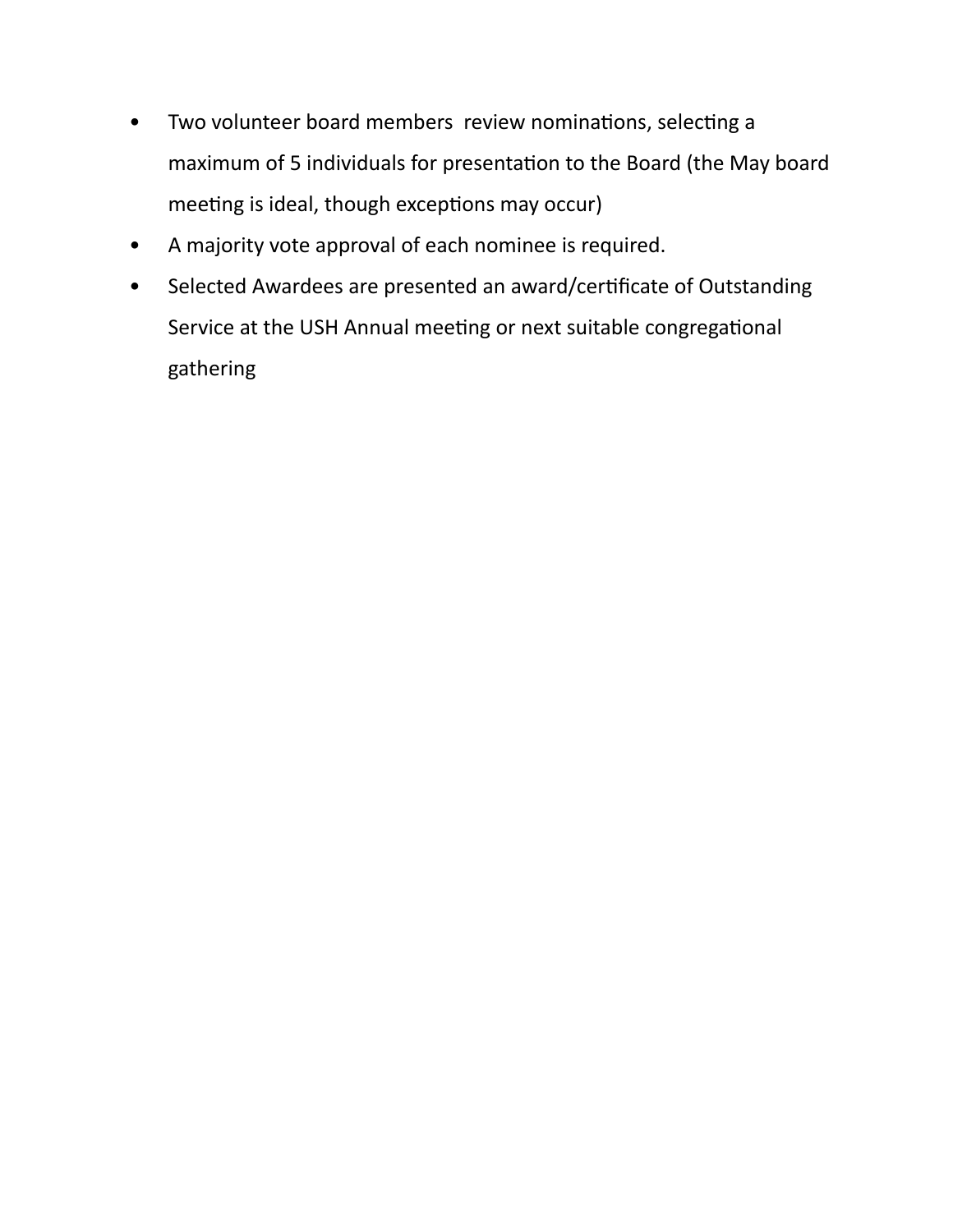- Two volunteer board members review nominations, selecting a maximum of 5 individuals for presentation to the Board (the May board meeting is ideal, though exceptions may occur)
- A majority vote approval of each nominee is required.
- Selected Awardees are presented an award/certificate of Outstanding Service at the USH Annual meeting or next suitable congregational gathering